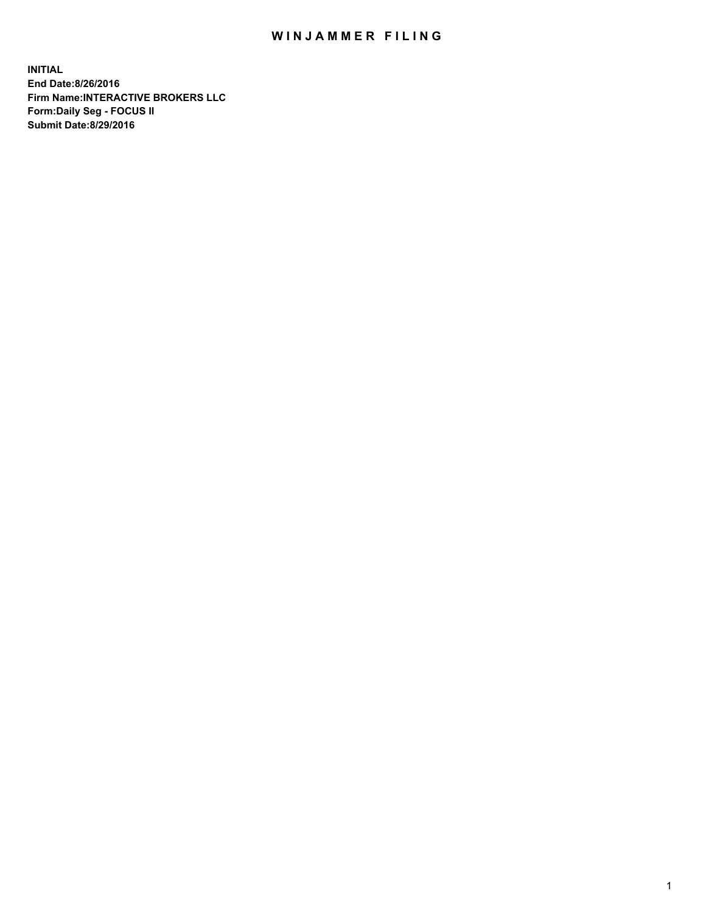# WINJAMMER FILING

**INITIAL**
**End Date:8/26/2016**
**Firm Name:INTERACTIVE BROKERS LLC**
**Form:Daily Seg - FOCUS II**
**Submit Date:8/29/2016**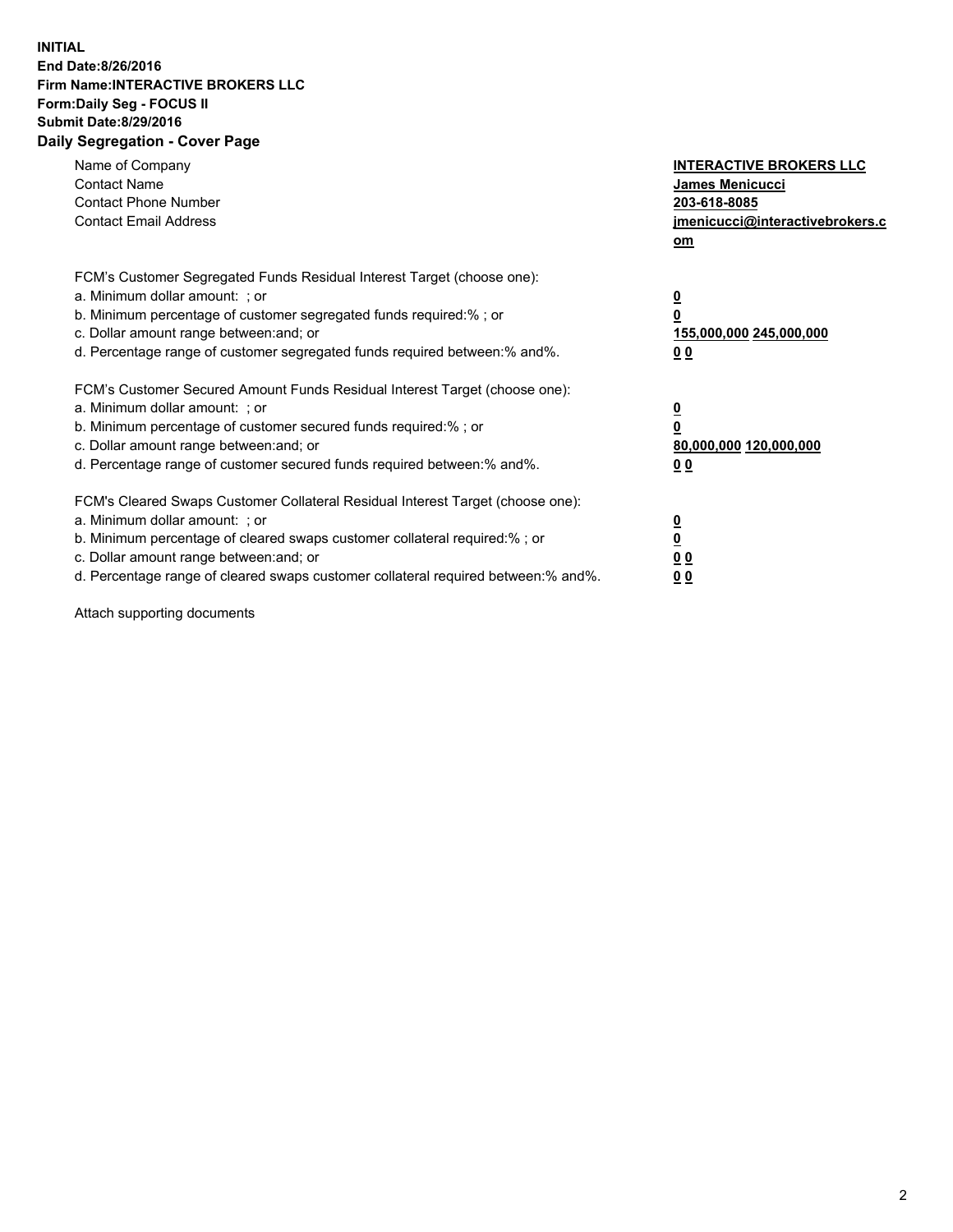**INITIAL**
**End Date:8/26/2016**
**Firm Name:INTERACTIVE BROKERS LLC**
**Form:Daily Seg - FOCUS II**
**Submit Date:8/29/2016**

## Daily Segregation - Cover Page

| | |
|---|---|
| Name of Company | **INTERACTIVE BROKERS LLC** |
| Contact Name | **James Menicucci** |
| Contact Phone Number | **203-618-8085** |
| Contact Email Address | **jmenicucci@interactivebrokers.com** |

FCM's Customer Segregated Funds Residual Interest Target (choose one):

| | |
|---|---|
| a. Minimum dollar amount: ; or | **0** |
| b. Minimum percentage of customer segregated funds required:% ; or | **0** |
| c. Dollar amount range between:and; or | **155,000,000 245,000,000** |
| d. Percentage range of customer segregated funds required between:% and%. | **0 0** |

FCM's Customer Secured Amount Funds Residual Interest Target (choose one):

| | |
|---|---|
| a. Minimum dollar amount: ; or | **0** |
| b. Minimum percentage of customer secured funds required:% ; or | **0** |
| c. Dollar amount range between:and; or | **80,000,000 120,000,000** |
| d. Percentage range of customer secured funds required between:% and%. | **0 0** |

FCM's Cleared Swaps Customer Collateral Residual Interest Target (choose one):

| | |
|---|---|
| a. Minimum dollar amount: ; or | **0** |
| b. Minimum percentage of cleared swaps customer collateral required:% ; or | **0** |
| c. Dollar amount range between:and; or | **0 0** |
| d. Percentage range of cleared swaps customer collateral required between:% and%. | **0 0** |

Attach supporting documents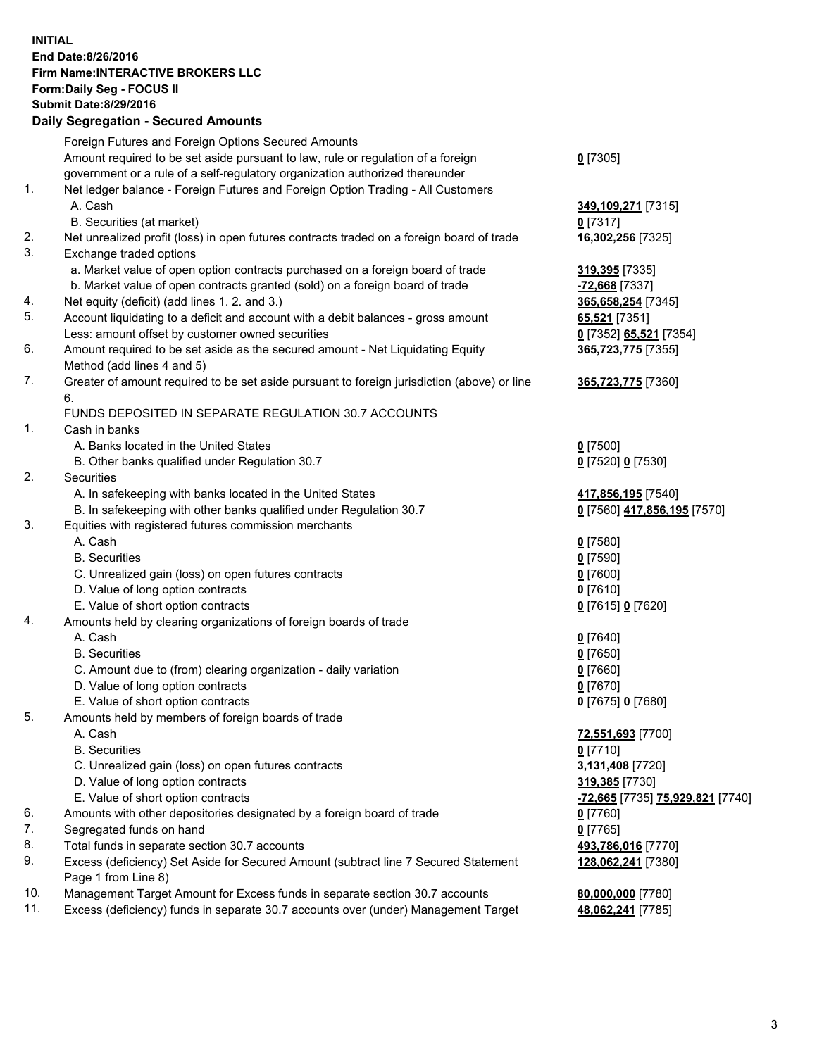**INITIAL**
**End Date:8/26/2016**
**Firm Name:INTERACTIVE BROKERS LLC**
**Form:Daily Seg - FOCUS II**
**Submit Date:8/29/2016**

## Daily Segregation - Secured Amounts

| | | |
|---|---|---|
| | Foreign Futures and Foreign Options Secured Amounts | |
| | Amount required to be set aside pursuant to law, rule or regulation of a foreign government or a rule of a self-regulatory organization authorized thereunder | **0** [7305] |
| 1. | Net ledger balance - Foreign Futures and Foreign Option Trading - All Customers | |
| | A. Cash | **349,109,271** [7315] |
| | B. Securities (at market) | **0** [7317] |
| 2. | Net unrealized profit (loss) in open futures contracts traded on a foreign board of trade | **16,302,256** [7325] |
| 3. | Exchange traded options | |
| | a. Market value of open option contracts purchased on a foreign board of trade | **319,395** [7335] |
| | b. Market value of open contracts granted (sold) on a foreign board of trade | **-72,668** [7337] |
| 4. | Net equity (deficit) (add lines 1. 2. and 3.) | **365,658,254** [7345] |
| 5. | Account liquidating to a deficit and account with a debit balances - gross amount | **65,521** [7351] |
| | Less: amount offset by customer owned securities | **0** [7352] **65,521** [7354] |
| 6. | Amount required to be set aside as the secured amount - Net Liquidating Equity Method (add lines 4 and 5) | **365,723,775** [7355] |
| 7. | Greater of amount required to be set aside pursuant to foreign jurisdiction (above) or line 6. | **365,723,775** [7360] |
| | FUNDS DEPOSITED IN SEPARATE REGULATION 30.7 ACCOUNTS | |
| 1. | Cash in banks | |
| | A. Banks located in the United States | **0** [7500] |
| | B. Other banks qualified under Regulation 30.7 | **0** [7520] **0** [7530] |
| 2. | Securities | |
| | A. In safekeeping with banks located in the United States | **417,856,195** [7540] |
| | B. In safekeeping with other banks qualified under Regulation 30.7 | **0** [7560] **417,856,195** [7570] |
| 3. | Equities with registered futures commission merchants | |
| | A. Cash | **0** [7580] |
| | B. Securities | **0** [7590] |
| | C. Unrealized gain (loss) on open futures contracts | **0** [7600] |
| | D. Value of long option contracts | **0** [7610] |
| | E. Value of short option contracts | **0** [7615] **0** [7620] |
| 4. | Amounts held by clearing organizations of foreign boards of trade | |
| | A. Cash | **0** [7640] |
| | B. Securities | **0** [7650] |
| | C. Amount due to (from) clearing organization - daily variation | **0** [7660] |
| | D. Value of long option contracts | **0** [7670] |
| | E. Value of short option contracts | **0** [7675] **0** [7680] |
| 5. | Amounts held by members of foreign boards of trade | |
| | A. Cash | **72,551,693** [7700] |
| | B. Securities | **0** [7710] |
| | C. Unrealized gain (loss) on open futures contracts | **3,131,408** [7720] |
| | D. Value of long option contracts | **319,385** [7730] |
| | E. Value of short option contracts | **-72,665** [7735] **75,929,821** [7740] |
| 6. | Amounts with other depositories designated by a foreign board of trade | **0** [7760] |
| 7. | Segregated funds on hand | **0** [7765] |
| 8. | Total funds in separate section 30.7 accounts | **493,786,016** [7770] |
| 9. | Excess (deficiency) Set Aside for Secured Amount (subtract line 7 Secured Statement Page 1 from Line 8) | **128,062,241** [7380] |
| 10. | Management Target Amount for Excess funds in separate section 30.7 accounts | **80,000,000** [7780] |
| 11. | Excess (deficiency) funds in separate 30.7 accounts over (under) Management Target | **48,062,241** [7785] |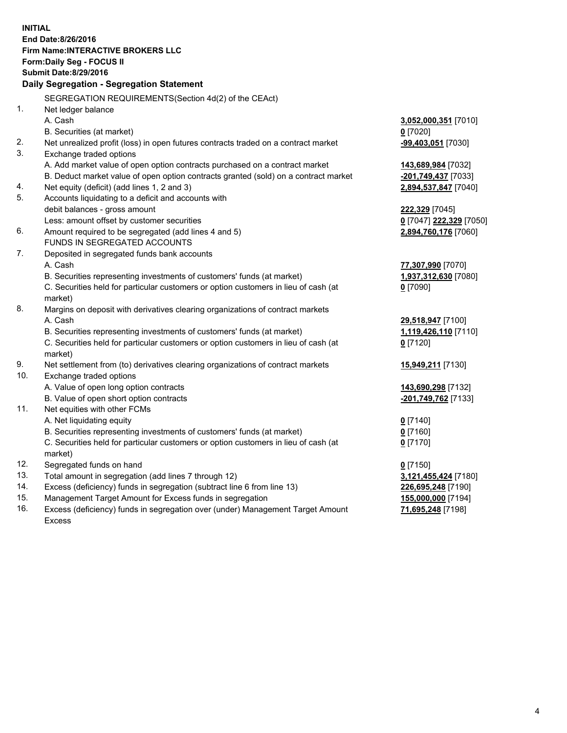**INITIAL**
**End Date:8/26/2016**
**Firm Name:INTERACTIVE BROKERS LLC**
**Form:Daily Seg - FOCUS II**
**Submit Date:8/29/2016**

**Daily Segregation - Segregation Statement**

SEGREGATION REQUIREMENTS(Section 4d(2) of the CEAct)

| | | |
|---|---|---|
| 1. | Net ledger balance | |
| | A. Cash | **3,052,000,351** [7010] |
| | B. Securities (at market) | **0** [7020] |
| 2. | Net unrealized profit (loss) in open futures contracts traded on a contract market | **-99,403,051** [7030] |
| 3. | Exchange traded options | |
| | A. Add market value of open option contracts purchased on a contract market | **143,689,984** [7032] |
| | B. Deduct market value of open option contracts granted (sold) on a contract market | **-201,749,437** [7033] |
| 4. | Net equity (deficit) (add lines 1, 2 and 3) | **2,894,537,847** [7040] |
| 5. | Accounts liquidating to a deficit and accounts with debit balances - gross amount | **222,329** [7045] |
| | Less: amount offset by customer securities | **0** [7047] **222,329** [7050] |
| 6. | Amount required to be segregated (add lines 4 and 5) | **2,894,760,176** [7060] |
| | FUNDS IN SEGREGATED ACCOUNTS | |
| 7. | Deposited in segregated funds bank accounts | |
| | A. Cash | **77,307,990** [7070] |
| | B. Securities representing investments of customers' funds (at market) | **1,937,312,630** [7080] |
| | C. Securities held for particular customers or option customers in lieu of cash (at market) | **0** [7090] |
| 8. | Margins on deposit with derivatives clearing organizations of contract markets | |
| | A. Cash | **29,518,947** [7100] |
| | B. Securities representing investments of customers' funds (at market) | **1,119,426,110** [7110] |
| | C. Securities held for particular customers or option customers in lieu of cash (at market) | **0** [7120] |
| 9. | Net settlement from (to) derivatives clearing organizations of contract markets | **15,949,211** [7130] |
| 10. | Exchange traded options | |
| | A. Value of open long option contracts | **143,690,298** [7132] |
| | B. Value of open short option contracts | **-201,749,762** [7133] |
| 11. | Net equities with other FCMs | |
| | A. Net liquidating equity | **0** [7140] |
| | B. Securities representing investments of customers' funds (at market) | **0** [7160] |
| | C. Securities held for particular customers or option customers in lieu of cash (at market) | **0** [7170] |
| 12. | Segregated funds on hand | **0** [7150] |
| 13. | Total amount in segregation (add lines 7 through 12) | **3,121,455,424** [7180] |
| 14. | Excess (deficiency) funds in segregation (subtract line 6 from line 13) | **226,695,248** [7190] |
| 15. | Management Target Amount for Excess funds in segregation | **155,000,000** [7194] |
| 16. | Excess (deficiency) funds in segregation over (under) Management Target Amount Excess | **71,695,248** [7198] |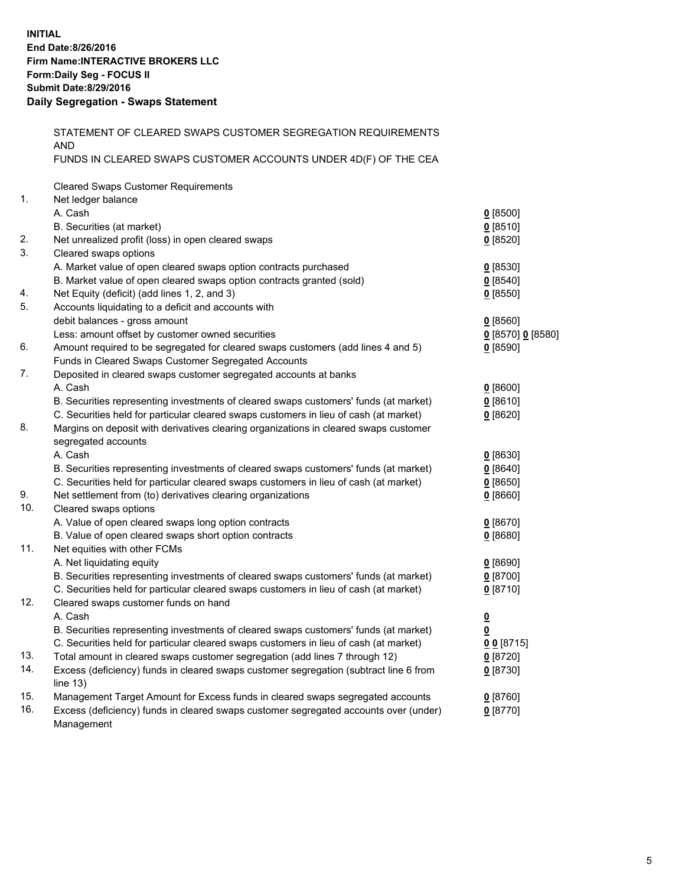**INITIAL**
**End Date:8/26/2016**
**Firm Name:INTERACTIVE BROKERS LLC**
**Form:Daily Seg - FOCUS II**
**Submit Date:8/29/2016**
**Daily Segregation - Swaps Statement**

STATEMENT OF CLEARED SWAPS CUSTOMER SEGREGATION REQUIREMENTS AND FUNDS IN CLEARED SWAPS CUSTOMER ACCOUNTS UNDER 4D(F) OF THE CEA

| | | |
|---|---|---|
| | Cleared Swaps Customer Requirements | |
| 1. | Net ledger balance | |
| | A. Cash | 0 [8500] |
| | B. Securities (at market) | 0 [8510] |
| 2. | Net unrealized profit (loss) in open cleared swaps | 0 [8520] |
| 3. | Cleared swaps options | |
| | A. Market value of open cleared swaps option contracts purchased | 0 [8530] |
| | B. Market value of open cleared swaps option contracts granted (sold) | 0 [8540] |
| 4. | Net Equity (deficit) (add lines 1, 2, and 3) | 0 [8550] |
| 5. | Accounts liquidating to a deficit and accounts with | |
| | debit balances - gross amount | 0 [8560] |
| | Less: amount offset by customer owned securities | 0 [8570] 0 [8580] |
| 6. | Amount required to be segregated for cleared swaps customers (add lines 4 and 5) | 0 [8590] |
| | Funds in Cleared Swaps Customer Segregated Accounts | |
| 7. | Deposited in cleared swaps customer segregated accounts at banks | |
| | A. Cash | 0 [8600] |
| | B. Securities representing investments of cleared swaps customers' funds (at market) | 0 [8610] |
| | C. Securities held for particular cleared swaps customers in lieu of cash (at market) | 0 [8620] |
| 8. | Margins on deposit with derivatives clearing organizations in cleared swaps customer segregated accounts | |
| | A. Cash | 0 [8630] |
| | B. Securities representing investments of cleared swaps customers' funds (at market) | 0 [8640] |
| | C. Securities held for particular cleared swaps customers in lieu of cash (at market) | 0 [8650] |
| 9. | Net settlement from (to) derivatives clearing organizations | 0 [8660] |
| 10. | Cleared swaps options | |
| | A. Value of open cleared swaps long option contracts | 0 [8670] |
| | B. Value of open cleared swaps short option contracts | 0 [8680] |
| 11. | Net equities with other FCMs | |
| | A. Net liquidating equity | 0 [8690] |
| | B. Securities representing investments of cleared swaps customers' funds (at market) | 0 [8700] |
| | C. Securities held for particular cleared swaps customers in lieu of cash (at market) | 0 [8710] |
| 12. | Cleared swaps customer funds on hand | |
| | A. Cash | 0 |
| | B. Securities representing investments of cleared swaps customers' funds (at market) | 0 |
| | C. Securities held for particular cleared swaps customers in lieu of cash (at market) | 0 0 [8715] |
| 13. | Total amount in cleared swaps customer segregation (add lines 7 through 12) | 0 [8720] |
| 14. | Excess (deficiency) funds in cleared swaps customer segregation (subtract line 6 from line 13) | 0 [8730] |
| 15. | Management Target Amount for Excess funds in cleared swaps segregated accounts | 0 [8760] |
| 16. | Excess (deficiency) funds in cleared swaps customer segregated accounts over (under) Management | 0 [8770] |